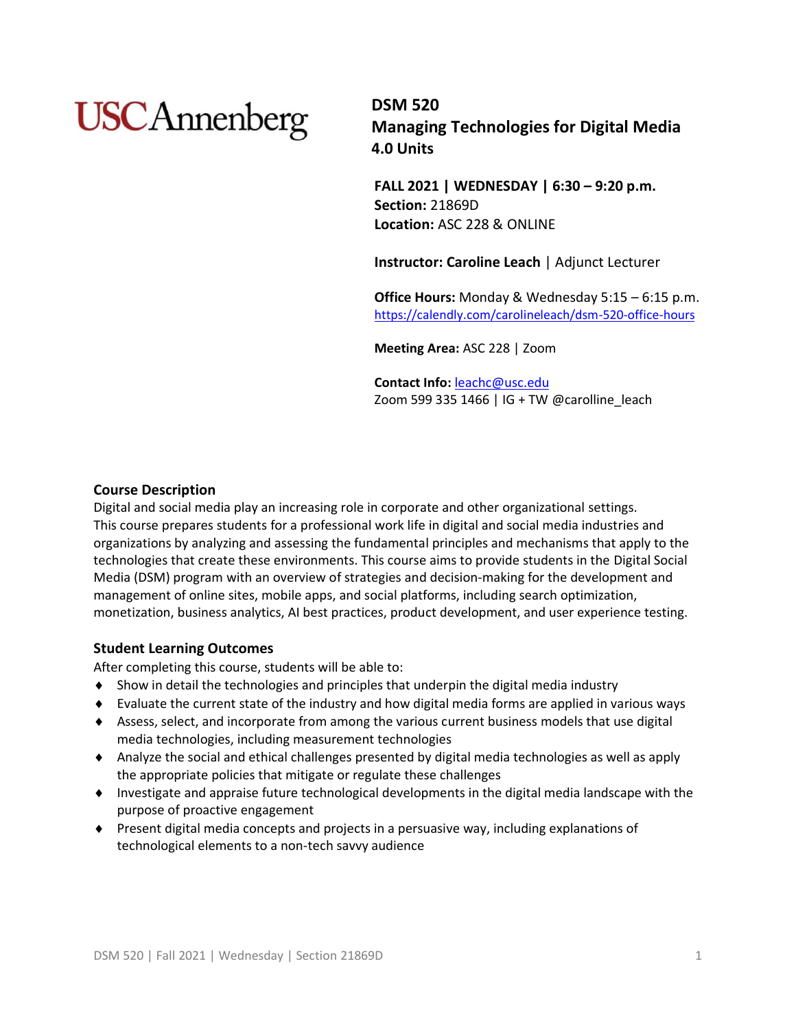USC Annenberg

# DSM 520
# Managing Technologies for Digital Media
**4.0 Units**

**FALL 2021 | WEDNESDAY | 6:30 – 9:20 p.m.**
**Section:** 21869D
**Location:** ASC 228 & ONLINE

**Instructor: Caroline Leach** | Adjunct Lecturer

**Office Hours:** Monday & Wednesday 5:15 – 6:15 p.m.
https://calendly.com/carolineleach/dsm-520-office-hours

**Meeting Area:** ASC 228 | Zoom

**Contact Info:** leachc@usc.edu
Zoom 599 335 1466 | IG + TW @carolline_leach

## Course Description

Digital and social media play an increasing role in corporate and other organizational settings. This course prepares students for a professional work life in digital and social media industries and organizations by analyzing and assessing the fundamental principles and mechanisms that apply to the technologies that create these environments. This course aims to provide students in the Digital Social Media (DSM) program with an overview of strategies and decision-making for the development and management of online sites, mobile apps, and social platforms, including search optimization, monetization, business analytics, AI best practices, product development, and user experience testing.

## Student Learning Outcomes

After completing this course, students will be able to:

- Show in detail the technologies and principles that underpin the digital media industry
- Evaluate the current state of the industry and how digital media forms are applied in various ways
- Assess, select, and incorporate from among the various current business models that use digital media technologies, including measurement technologies
- Analyze the social and ethical challenges presented by digital media technologies as well as apply the appropriate policies that mitigate or regulate these challenges
- Investigate and appraise future technological developments in the digital media landscape with the purpose of proactive engagement
- Present digital media concepts and projects in a persuasive way, including explanations of technological elements to a non-tech savvy audience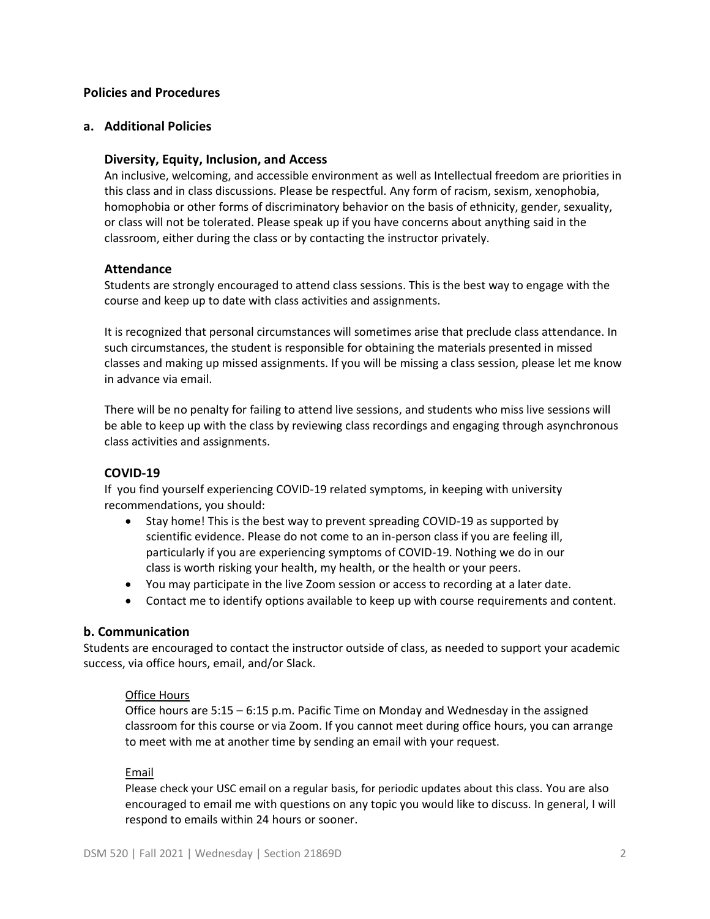## Policies and Procedures

### a. Additional Policies

#### Diversity, Equity, Inclusion, and Access

An inclusive, welcoming, and accessible environment as well as Intellectual freedom are priorities in this class and in class discussions. Please be respectful. Any form of racism, sexism, xenophobia, homophobia or other forms of discriminatory behavior on the basis of ethnicity, gender, sexuality, or class will not be tolerated. Please speak up if you have concerns about anything said in the classroom, either during the class or by contacting the instructor privately.

#### Attendance

Students are strongly encouraged to attend class sessions. This is the best way to engage with the course and keep up to date with class activities and assignments.

It is recognized that personal circumstances will sometimes arise that preclude class attendance. In such circumstances, the student is responsible for obtaining the materials presented in missed classes and making up missed assignments. If you will be missing a class session, please let me know in advance via email.

There will be no penalty for failing to attend live sessions, and students who miss live sessions will be able to keep up with the class by reviewing class recordings and engaging through asynchronous class activities and assignments.

#### COVID-19

If you find yourself experiencing COVID-19 related symptoms, in keeping with university recommendations, you should:

- Stay home! This is the best way to prevent spreading COVID-19 as supported by scientific evidence. Please do not come to an in-person class if you are feeling ill, particularly if you are experiencing symptoms of COVID-19. Nothing we do in our class is worth risking your health, my health, or the health or your peers.
- You may participate in the live Zoom session or access to recording at a later date.
- Contact me to identify options available to keep up with course requirements and content.

### b. Communication

Students are encouraged to contact the instructor outside of class, as needed to support your academic success, via office hours, email, and/or Slack.

<u>Office Hours</u>

Office hours are 5:15 – 6:15 p.m. Pacific Time on Monday and Wednesday in the assigned classroom for this course or via Zoom. If you cannot meet during office hours, you can arrange to meet with me at another time by sending an email with your request.

<u>Email</u>

Please check your USC email on a regular basis, for periodic updates about this class. You are also encouraged to email me with questions on any topic you would like to discuss. In general, I will respond to emails within 24 hours or sooner.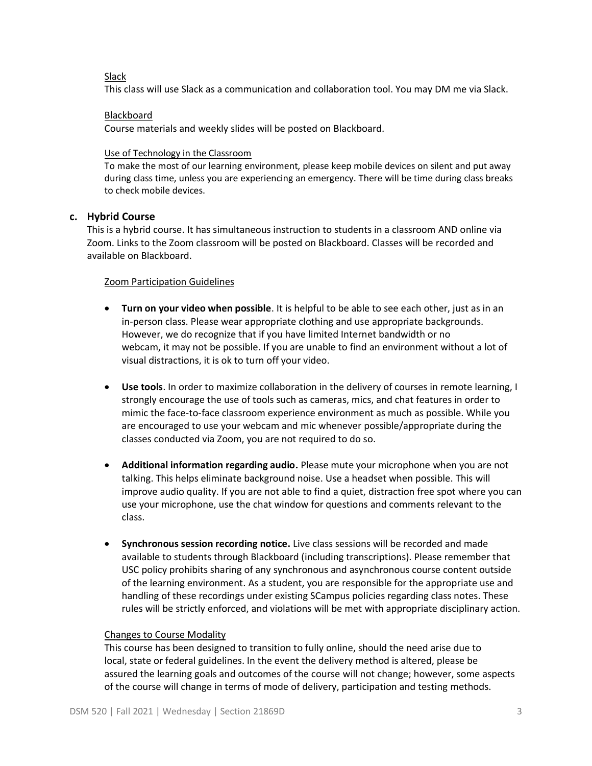Slack

This class will use Slack as a communication and collaboration tool. You may DM me via Slack.

Blackboard

Course materials and weekly slides will be posted on Blackboard.

Use of Technology in the Classroom

To make the most of our learning environment, please keep mobile devices on silent and put away during class time, unless you are experiencing an emergency. There will be time during class breaks to check mobile devices.

### c. Hybrid Course

This is a hybrid course. It has simultaneous instruction to students in a classroom AND online via Zoom. Links to the Zoom classroom will be posted on Blackboard. Classes will be recorded and available on Blackboard.

Zoom Participation Guidelines

- **Turn on your video when possible**. It is helpful to be able to see each other, just as in an in-person class. Please wear appropriate clothing and use appropriate backgrounds. However, we do recognize that if you have limited Internet bandwidth or no webcam, it may not be possible. If you are unable to find an environment without a lot of visual distractions, it is ok to turn off your video.
- **Use tools**. In order to maximize collaboration in the delivery of courses in remote learning, I strongly encourage the use of tools such as cameras, mics, and chat features in order to mimic the face-to-face classroom experience environment as much as possible. While you are encouraged to use your webcam and mic whenever possible/appropriate during the classes conducted via Zoom, you are not required to do so.
- **Additional information regarding audio.** Please mute your microphone when you are not talking. This helps eliminate background noise. Use a headset when possible. This will improve audio quality. If you are not able to find a quiet, distraction free spot where you can use your microphone, use the chat window for questions and comments relevant to the class.
- **Synchronous session recording notice.** Live class sessions will be recorded and made available to students through Blackboard (including transcriptions). Please remember that USC policy prohibits sharing of any synchronous and asynchronous course content outside of the learning environment. As a student, you are responsible for the appropriate use and handling of these recordings under existing SCampus policies regarding class notes. These rules will be strictly enforced, and violations will be met with appropriate disciplinary action.

Changes to Course Modality

This course has been designed to transition to fully online, should the need arise due to local, state or federal guidelines. In the event the delivery method is altered, please be assured the learning goals and outcomes of the course will not change; however, some aspects of the course will change in terms of mode of delivery, participation and testing methods.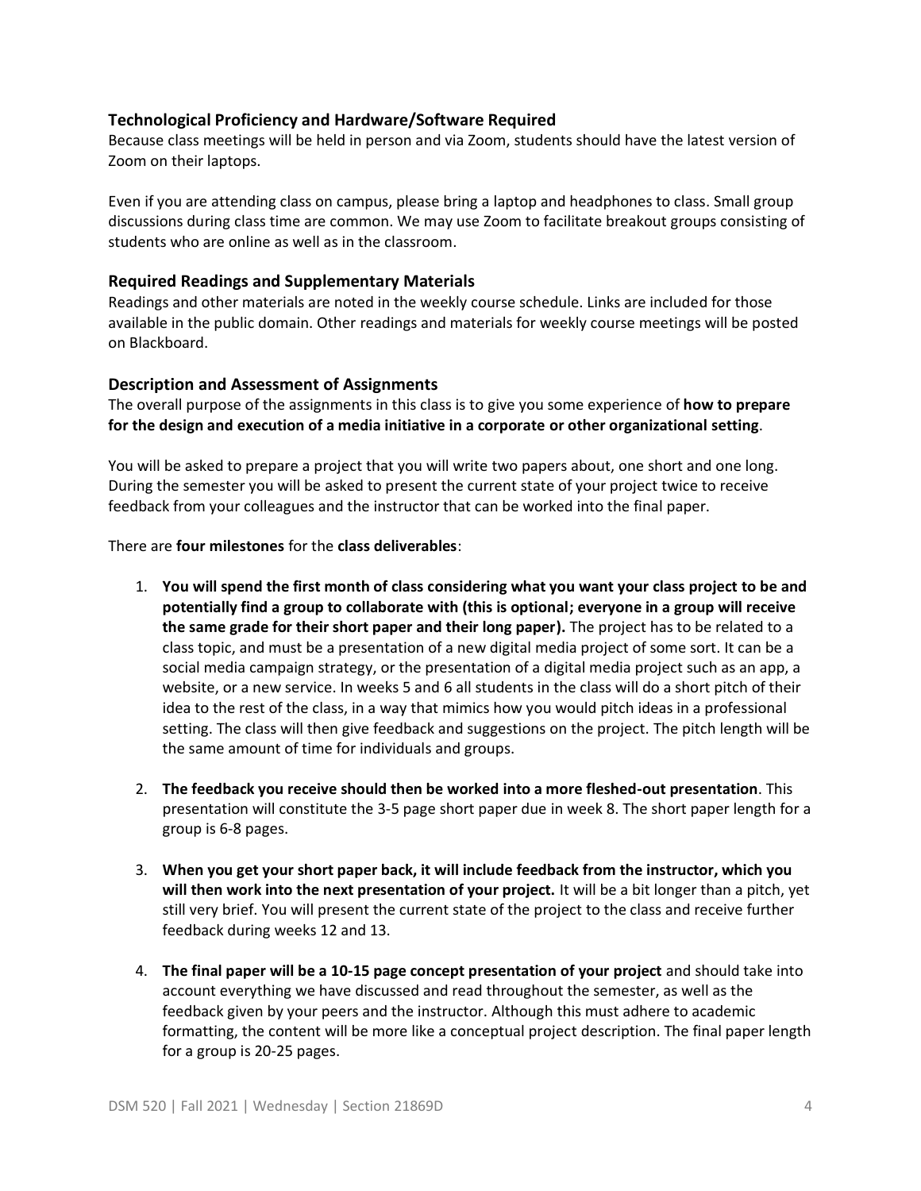### Technological Proficiency and Hardware/Software Required

Because class meetings will be held in person and via Zoom, students should have the latest version of Zoom on their laptops.

Even if you are attending class on campus, please bring a laptop and headphones to class. Small group discussions during class time are common. We may use Zoom to facilitate breakout groups consisting of students who are online as well as in the classroom.

### Required Readings and Supplementary Materials

Readings and other materials are noted in the weekly course schedule. Links are included for those available in the public domain. Other readings and materials for weekly course meetings will be posted on Blackboard.

### Description and Assessment of Assignments

The overall purpose of the assignments in this class is to give you some experience of **how to prepare for the design and execution of a media initiative in a corporate or other organizational setting**.

You will be asked to prepare a project that you will write two papers about, one short and one long. During the semester you will be asked to present the current state of your project twice to receive feedback from your colleagues and the instructor that can be worked into the final paper.

There are **four milestones** for the **class deliverables**:

1. **You will spend the first month of class considering what you want your class project to be and potentially find a group to collaborate with (this is optional; everyone in a group will receive the same grade for their short paper and their long paper).** The project has to be related to a class topic, and must be a presentation of a new digital media project of some sort. It can be a social media campaign strategy, or the presentation of a digital media project such as an app, a website, or a new service. In weeks 5 and 6 all students in the class will do a short pitch of their idea to the rest of the class, in a way that mimics how you would pitch ideas in a professional setting. The class will then give feedback and suggestions on the project. The pitch length will be the same amount of time for individuals and groups.

2. **The feedback you receive should then be worked into a more fleshed-out presentation**. This presentation will constitute the 3-5 page short paper due in week 8. The short paper length for a group is 6-8 pages.

3. **When you get your short paper back, it will include feedback from the instructor, which you will then work into the next presentation of your project.** It will be a bit longer than a pitch, yet still very brief. You will present the current state of the project to the class and receive further feedback during weeks 12 and 13.

4. **The final paper will be a 10-15 page concept presentation of your project** and should take into account everything we have discussed and read throughout the semester, as well as the feedback given by your peers and the instructor. Although this must adhere to academic formatting, the content will be more like a conceptual project description. The final paper length for a group is 20-25 pages.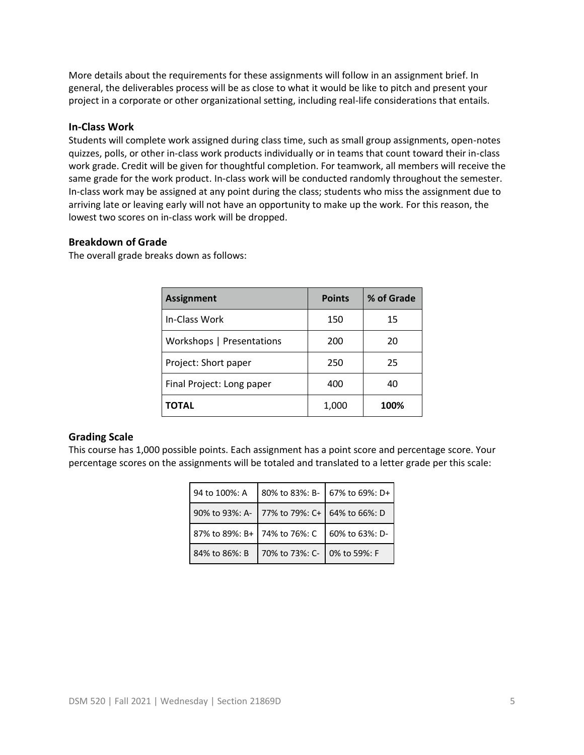More details about the requirements for these assignments will follow in an assignment brief. In general, the deliverables process will be as close to what it would be like to pitch and present your project in a corporate or other organizational setting, including real-life considerations that entails.

### In-Class Work

Students will complete work assigned during class time, such as small group assignments, open-notes quizzes, polls, or other in-class work products individually or in teams that count toward their in-class work grade. Credit will be given for thoughtful completion. For teamwork, all members will receive the same grade for the work product. In-class work will be conducted randomly throughout the semester. In-class work may be assigned at any point during the class; students who miss the assignment due to arriving late or leaving early will not have an opportunity to make up the work. For this reason, the lowest two scores on in-class work will be dropped.

### Breakdown of Grade

The overall grade breaks down as follows:

| Assignment | Points | % of Grade |
|---|---|---|
| In-Class Work | 150 | 15 |
| Workshops \| Presentations | 200 | 20 |
| Project: Short paper | 250 | 25 |
| Final Project: Long paper | 400 | 40 |
| **TOTAL** | 1,000 | **100%** |

### Grading Scale

This course has 1,000 possible points. Each assignment has a point score and percentage score. Your percentage scores on the assignments will be totaled and translated to a letter grade per this scale:

| | | |
|---|---|---|
| 94 to 100%: A | 80% to 83%: B- | 67% to 69%: D+ |
| 90% to 93%: A- | 77% to 79%: C+ | 64% to 66%: D |
| 87% to 89%: B+ | 74% to 76%: C | 60% to 63%: D- |
| 84% to 86%: B | 70% to 73%: C- | 0% to 59%: F |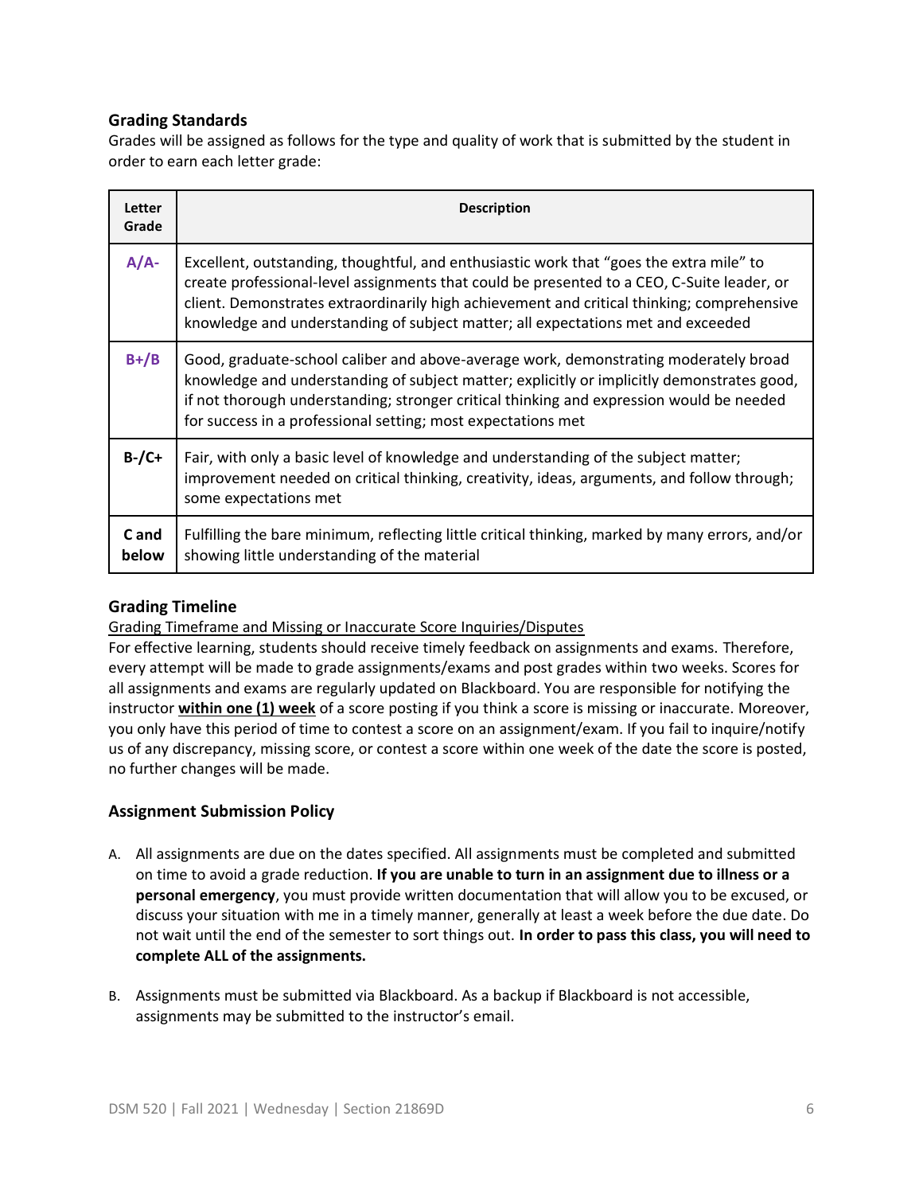### Grading Standards

Grades will be assigned as follows for the type and quality of work that is submitted by the student in order to earn each letter grade:

| Letter Grade | Description |
|---|---|
| **A/A-** | Excellent, outstanding, thoughtful, and enthusiastic work that "goes the extra mile" to create professional-level assignments that could be presented to a CEO, C-Suite leader, or client. Demonstrates extraordinarily high achievement and critical thinking; comprehensive knowledge and understanding of subject matter; all expectations met and exceeded |
| **B+/B** | Good, graduate-school caliber and above-average work, demonstrating moderately broad knowledge and understanding of subject matter; explicitly or implicitly demonstrates good, if not thorough understanding; stronger critical thinking and expression would be needed for success in a professional setting; most expectations met |
| **B-/C+** | Fair, with only a basic level of knowledge and understanding of the subject matter; improvement needed on critical thinking, creativity, ideas, arguments, and follow through; some expectations met |
| **C and below** | Fulfilling the bare minimum, reflecting little critical thinking, marked by many errors, and/or showing little understanding of the material |

### Grading Timeline

Grading Timeframe and Missing or Inaccurate Score Inquiries/Disputes

For effective learning, students should receive timely feedback on assignments and exams. Therefore, every attempt will be made to grade assignments/exams and post grades within two weeks. Scores for all assignments and exams are regularly updated on Blackboard. You are responsible for notifying the instructor **within one (1) week** of a score posting if you think a score is missing or inaccurate. Moreover, you only have this period of time to contest a score on an assignment/exam. If you fail to inquire/notify us of any discrepancy, missing score, or contest a score within one week of the date the score is posted, no further changes will be made.

### Assignment Submission Policy

A. All assignments are due on the dates specified. All assignments must be completed and submitted on time to avoid a grade reduction. **If you are unable to turn in an assignment due to illness or a personal emergency**, you must provide written documentation that will allow you to be excused, or discuss your situation with me in a timely manner, generally at least a week before the due date. Do not wait until the end of the semester to sort things out. **In order to pass this class, you will need to complete ALL of the assignments.**

B. Assignments must be submitted via Blackboard. As a backup if Blackboard is not accessible, assignments may be submitted to the instructor's email.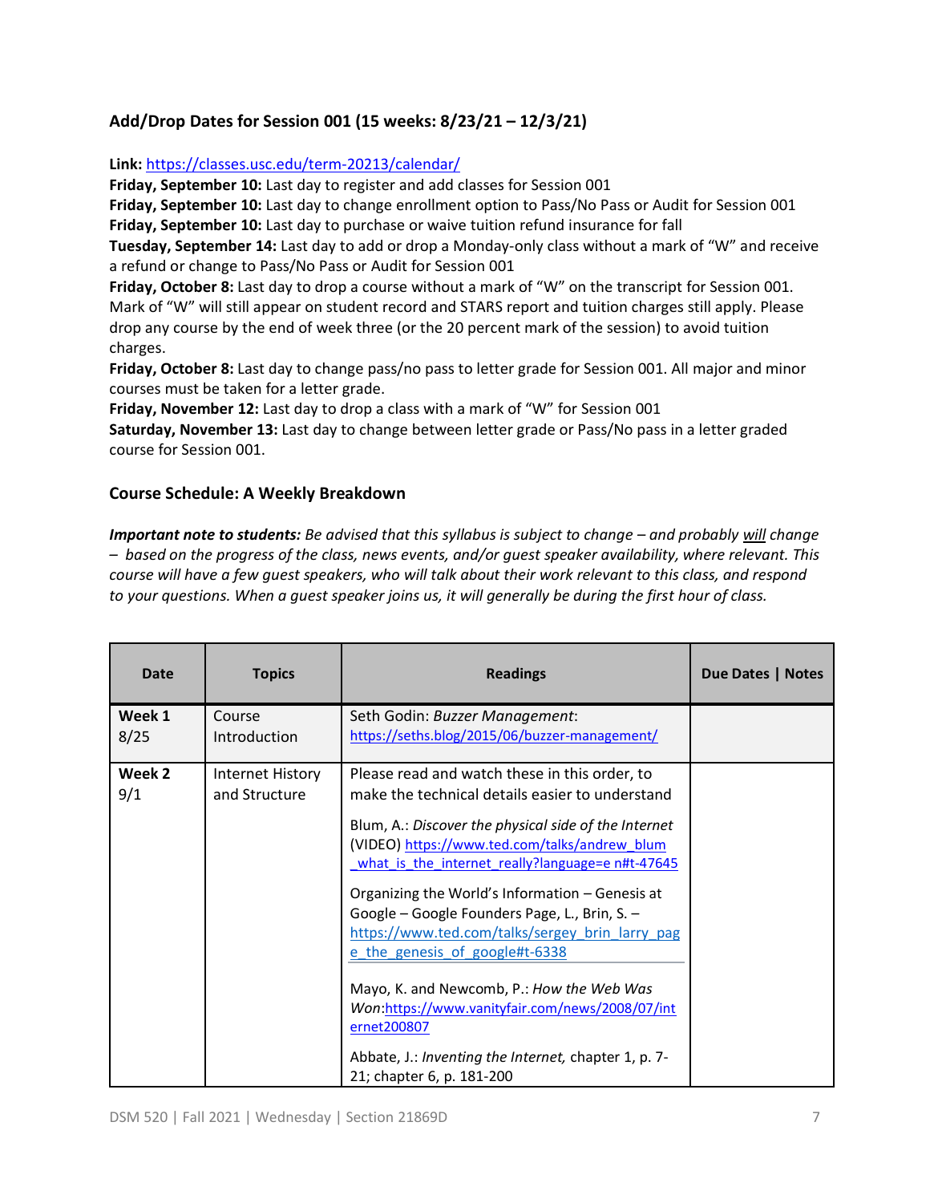### Add/Drop Dates for Session 001 (15 weeks: 8/23/21 – 12/3/21)

**Link:** https://classes.usc.edu/term-20213/calendar/

**Friday, September 10:** Last day to register and add classes for Session 001
**Friday, September 10:** Last day to change enrollment option to Pass/No Pass or Audit for Session 001
**Friday, September 10:** Last day to purchase or waive tuition refund insurance for fall
**Tuesday, September 14:** Last day to add or drop a Monday-only class without a mark of "W" and receive a refund or change to Pass/No Pass or Audit for Session 001
**Friday, October 8:** Last day to drop a course without a mark of "W" on the transcript for Session 001. Mark of "W" will still appear on student record and STARS report and tuition charges still apply. Please drop any course by the end of week three (or the 20 percent mark of the session) to avoid tuition charges.
**Friday, October 8:** Last day to change pass/no pass to letter grade for Session 001. All major and minor courses must be taken for a letter grade.
**Friday, November 12:** Last day to drop a class with a mark of "W" for Session 001
**Saturday, November 13:** Last day to change between letter grade or Pass/No pass in a letter graded course for Session 001.

### Course Schedule: A Weekly Breakdown

***Important note to students:*** *Be advised that this syllabus is subject to change – and probably will change – based on the progress of the class, news events, and/or guest speaker availability, where relevant. This course will have a few guest speakers, who will talk about their work relevant to this class, and respond to your questions. When a guest speaker joins us, it will generally be during the first hour of class.*

| Date | Topics | Readings | Due Dates \| Notes |
|---|---|---|---|
| **Week 1** 8/25 | Course Introduction | Seth Godin: *Buzzer Management*: https://seths.blog/2015/06/buzzer-management/ | |
| **Week 2** 9/1 | Internet History and Structure | Please read and watch these in this order, to make the technical details easier to understand<br><br>Blum, A.: *Discover the physical side of the Internet* (VIDEO) https://www.ted.com/talks/andrew_blum_what_is_the_internet_really?language=en#t-47645<br><br>Organizing the World's Information – Genesis at Google – Google Founders Page, L., Brin, S. – https://www.ted.com/talks/sergey_brin_larry_page_the_genesis_of_google#t-6338<br><br>Mayo, K. and Newcomb, P.: *How the Web Was Won*:https://www.vanityfair.com/news/2008/07/internet200807<br><br>Abbate, J.: *Inventing the Internet,* chapter 1, p. 7-21; chapter 6, p. 181-200 | |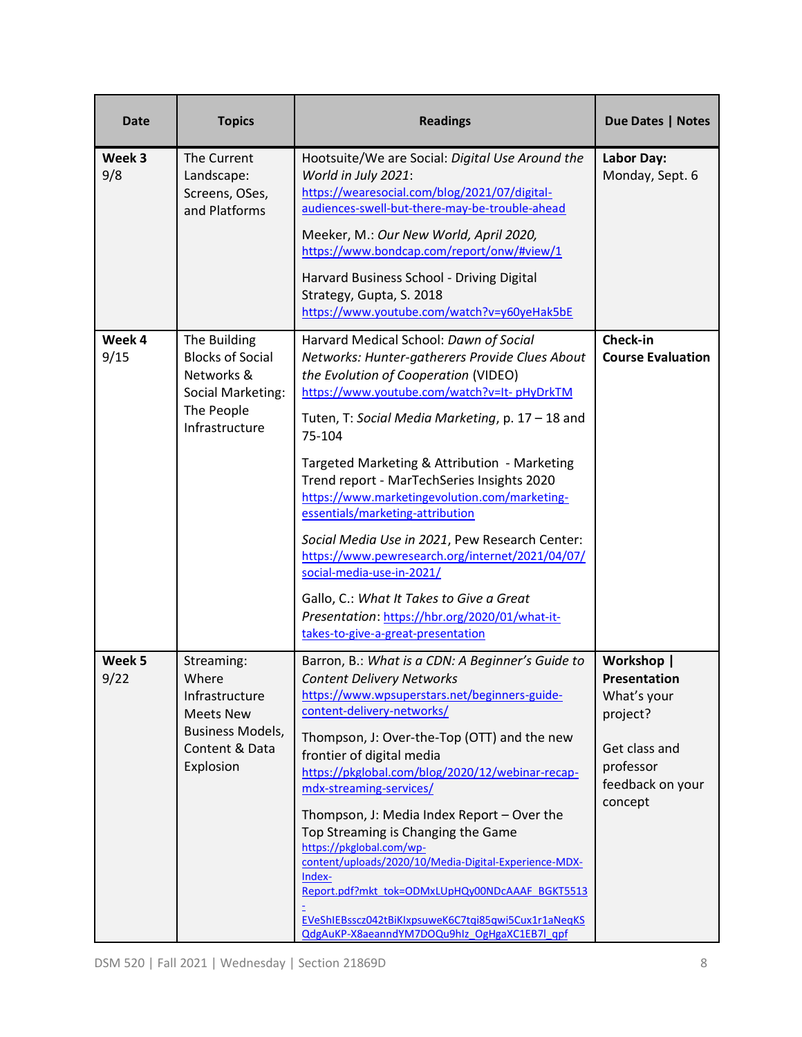| Date | Topics | Readings | Due Dates \| Notes |
|---|---|---|---|
| **Week 3** 9/8 | The Current Landscape: Screens, OSes, and Platforms | Hootsuite/We are Social: *Digital Use Around the World in July 2021*: https://wearesocial.com/blog/2021/07/digital-audiences-swell-but-there-may-be-trouble-ahead <br><br> Meeker, M.: *Our New World, April 2020,* https://www.bondcap.com/report/onw/#view/1 <br><br> Harvard Business School - Driving Digital Strategy, Gupta, S. 2018 https://www.youtube.com/watch?v=y60yeHak5bE | **Labor Day:** Monday, Sept. 6 |
| **Week 4** 9/15 | The Building Blocks of Social Networks & Social Marketing: The People Infrastructure | Harvard Medical School: *Dawn of Social Networks: Hunter-gatherers Provide Clues About the Evolution of Cooperation* (VIDEO) https://www.youtube.com/watch?v=It- pHyDrkTM <br><br> Tuten, T: *Social Media Marketing*, p. 17 – 18 and 75-104 <br><br> Targeted Marketing & Attribution - Marketing Trend report - MarTechSeries Insights 2020 https://www.marketingevolution.com/marketing-essentials/marketing-attribution <br><br> *Social Media Use in 2021*, Pew Research Center: https://www.pewresearch.org/internet/2021/04/07/social-media-use-in-2021/ <br><br> Gallo, C.: *What It Takes to Give a Great Presentation*: https://hbr.org/2020/01/what-it-takes-to-give-a-great-presentation | **Check-in Course Evaluation** |
| **Week 5** 9/22 | Streaming: Where Infrastructure Meets New Business Models, Content & Data Explosion | Barron, B.: *What is a CDN: A Beginner's Guide to Content Delivery Networks* https://www.wpsuperstars.net/beginners-guide-content-delivery-networks/ <br><br> Thompson, J: Over-the-Top (OTT) and the new frontier of digital media https://pkglobal.com/blog/2020/12/webinar-recap-mdx-streaming-services/ <br><br> Thompson, J: Media Index Report – Over the Top Streaming is Changing the Game https://pkglobal.com/wp-content/uploads/2020/10/Media-Digital-Experience-MDX-Index-Report.pdf?mkt_tok=ODMxLUpHQy00NDcAAAF_BGKT5513-EVeShIEBsscz042tBiKIxpsuweK6C7tqi85qwi5Cux1r1aNeqKSQdgAuKP-X8aeanndYM7DOQu9hlz_OgHgaXC1EB7l_qpf | **Workshop \| Presentation** What's your project? <br><br> Get class and professor feedback on your concept |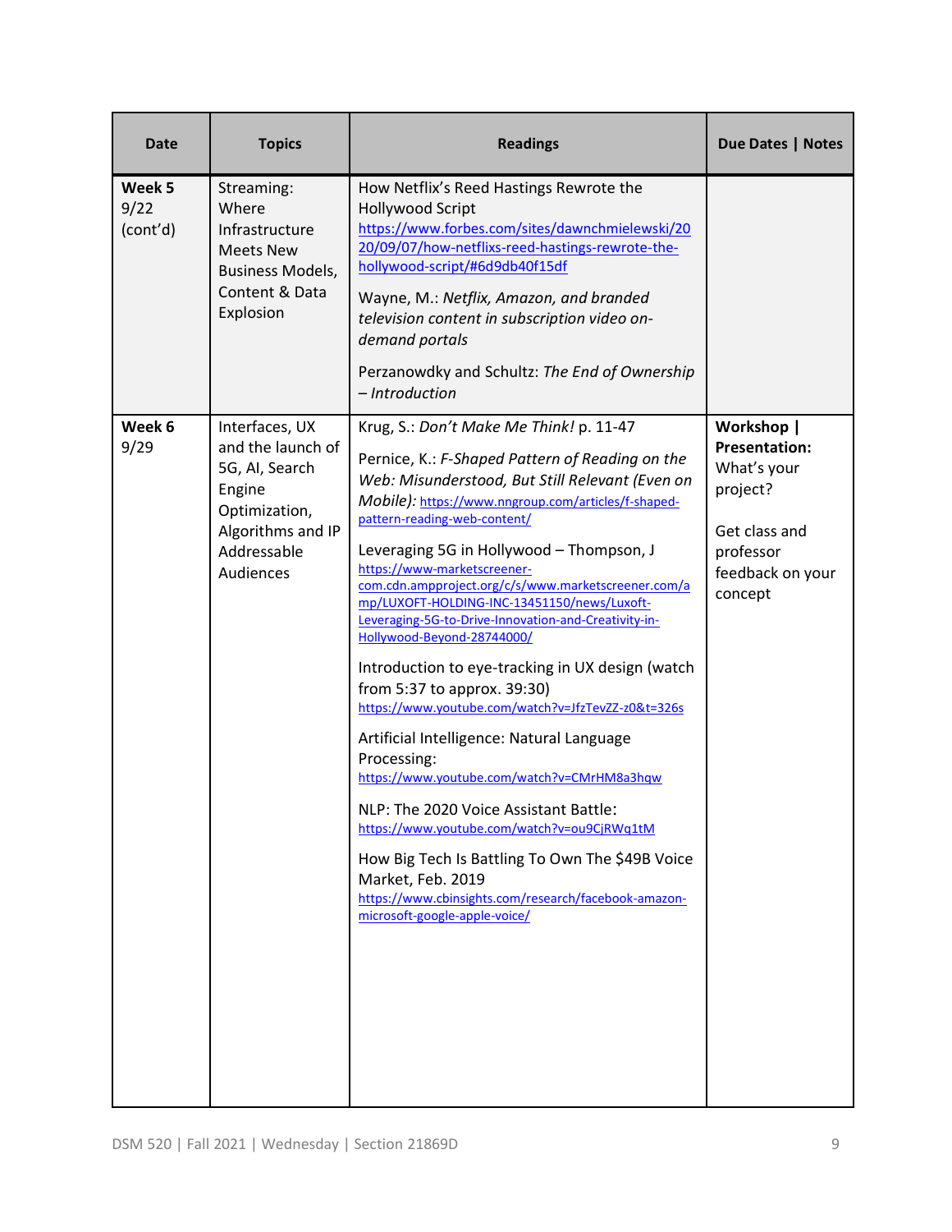| Date | Topics | Readings | Due Dates \| Notes |
|---|---|---|---|
| **Week 5** 9/22 (cont'd) | Streaming: Where Infrastructure Meets New Business Models, Content & Data Explosion | How Netflix's Reed Hastings Rewrote the Hollywood Script https://www.forbes.com/sites/dawnchmielewski/2020/09/07/how-netflixs-reed-hastings-rewrote-the-hollywood-script/#6d9db40f15df<br><br>Wayne, M.: *Netflix, Amazon, and branded television content in subscription video on-demand portals*<br><br>Perzanowdky and Schultz: *The End of Ownership – Introduction* | |
| **Week 6** 9/29 | Interfaces, UX and the launch of 5G, AI, Search Engine Optimization, Algorithms and IP Addressable Audiences | Krug, S.: *Don't Make Me Think!* p. 11-47<br><br>Pernice, K.: *F-Shaped Pattern of Reading on the Web: Misunderstood, But Still Relevant (Even on Mobile):* https://www.nngroup.com/articles/f-shaped-pattern-reading-web-content/<br><br>Leveraging 5G in Hollywood – Thompson, J https://www-marketscreener-com.cdn.ampproject.org/c/s/www.marketscreener.com/amp/LUXOFT-HOLDING-INC-13451150/news/Luxoft-Leveraging-5G-to-Drive-Innovation-and-Creativity-in-Hollywood-Beyond-28744000/<br><br>Introduction to eye-tracking in UX design (watch from 5:37 to approx. 39:30) https://www.youtube.com/watch?v=JfzTevZZ-z0&t=326s<br><br>Artificial Intelligence: Natural Language Processing: https://www.youtube.com/watch?v=CMrHM8a3hqw<br><br>NLP: The 2020 Voice Assistant Battle: https://www.youtube.com/watch?v=ou9CjRWq1tM<br><br>How Big Tech Is Battling To Own The $49B Voice Market, Feb. 2019 https://www.cbinsights.com/research/facebook-amazon-microsoft-google-apple-voice/ | **Workshop \| Presentation:** What's your project?<br><br>Get class and professor feedback on your concept |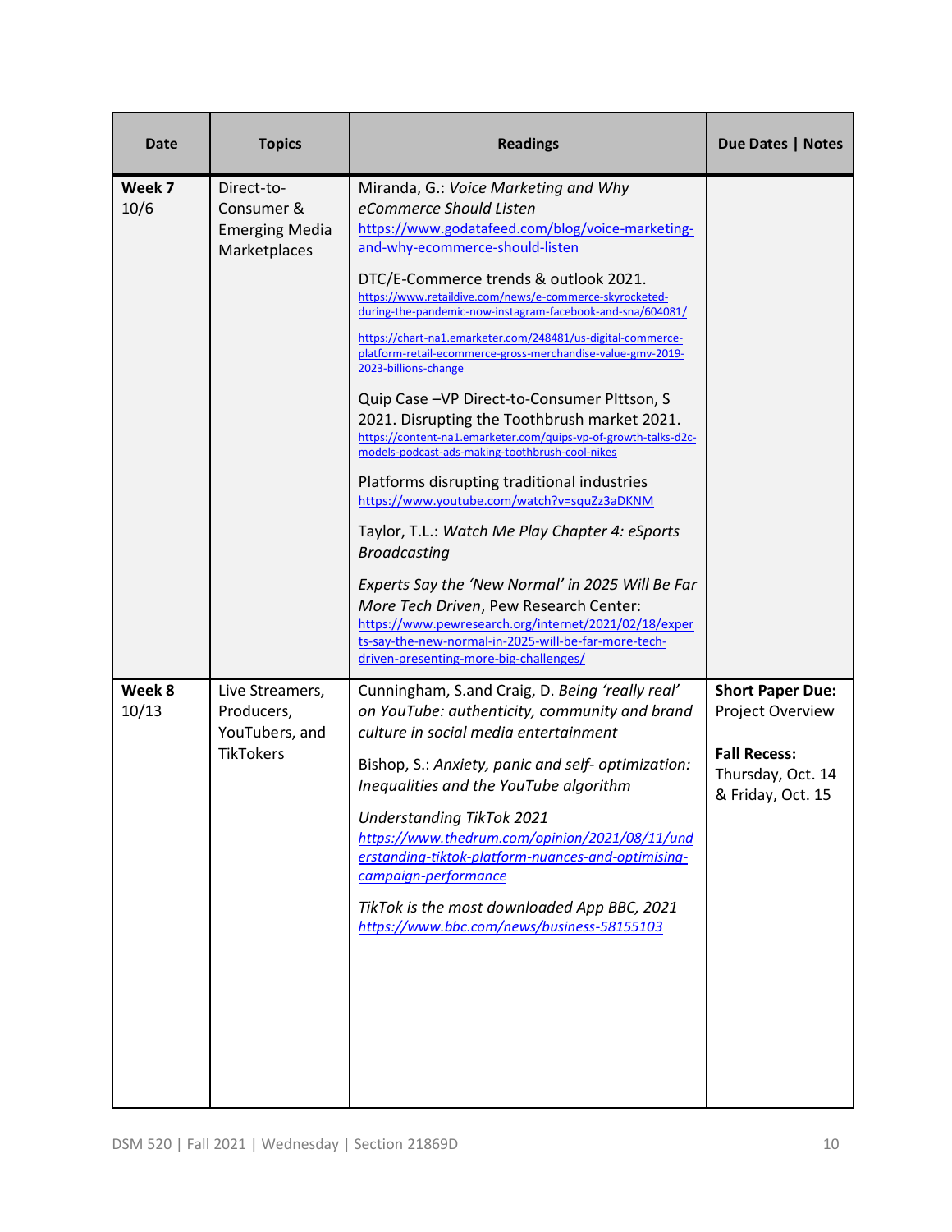| Date | Topics | Readings | Due Dates \| Notes |
|---|---|---|---|
| **Week 7** 10/6 | Direct-to-Consumer & Emerging Media Marketplaces | Miranda, G.: *Voice Marketing and Why eCommerce Should Listen* https://www.godatafeed.com/blog/voice-marketing-and-why-ecommerce-should-listen<br><br>DTC/E-Commerce trends & outlook 2021. https://www.retaildive.com/news/e-commerce-skyrocketed-during-the-pandemic-now-instagram-facebook-and-sna/604081/<br><br>https://chart-na1.emarketer.com/248481/us-digital-commerce-platform-retail-ecommerce-gross-merchandise-value-gmv-2019-2023-billions-change<br><br>Quip Case –VP Direct-to-Consumer PIttson, S 2021. Disrupting the Toothbrush market 2021. https://content-na1.emarketer.com/quips-vp-of-growth-talks-d2c-models-podcast-ads-making-toothbrush-cool-nikes<br><br>Platforms disrupting traditional industries https://www.youtube.com/watch?v=squZz3aDKNM<br><br>Taylor, T.L.: *Watch Me Play Chapter 4: eSports Broadcasting*<br><br>*Experts Say the 'New Normal' in 2025 Will Be Far More Tech Driven*, Pew Research Center: https://www.pewresearch.org/internet/2021/02/18/experts-say-the-new-normal-in-2025-will-be-far-more-tech-driven-presenting-more-big-challenges/ | |
| **Week 8** 10/13 | Live Streamers, Producers, YouTubers, and TikTokers | Cunningham, S.and Craig, D. *Being 'really real' on YouTube: authenticity, community and brand culture in social media entertainment*<br><br>Bishop, S.: *Anxiety, panic and self- optimization: Inequalities and the YouTube algorithm*<br><br>*Understanding TikTok 2021* *https://www.thedrum.com/opinion/2021/08/11/understanding-tiktok-platform-nuances-and-optimising-campaign-performance*<br><br>*TikTok is the most downloaded App BBC, 2021* *https://www.bbc.com/news/business-58155103* | **Short Paper Due:** Project Overview<br><br>**Fall Recess:** Thursday, Oct. 14 & Friday, Oct. 15 |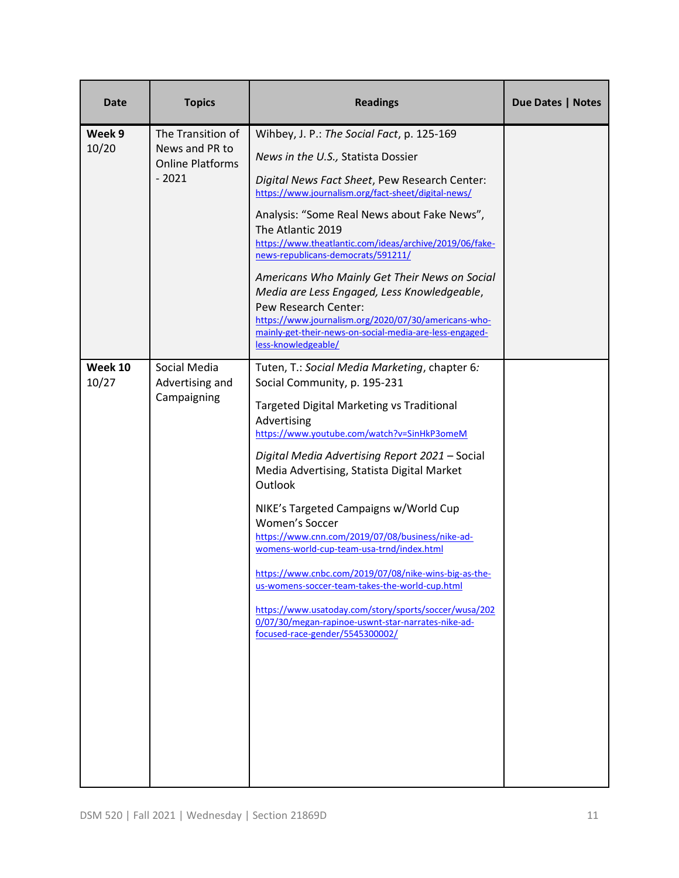| Date | Topics | Readings | Due Dates \| Notes |
|---|---|---|---|
| **Week 9** 10/20 | The Transition of News and PR to Online Platforms - 2021 | Wihbey, J. P.: *The Social Fact*, p. 125-169<br><br>*News in the U.S.,* Statista Dossier<br><br>*Digital News Fact Sheet*, Pew Research Center: https://www.journalism.org/fact-sheet/digital-news/<br><br>Analysis: "Some Real News about Fake News", The Atlantic 2019 https://www.theatlantic.com/ideas/archive/2019/06/fake-news-republicans-democrats/591211/<br><br>*Americans Who Mainly Get Their News on Social Media are Less Engaged, Less Knowledgeable*, Pew Research Center: https://www.journalism.org/2020/07/30/americans-who-mainly-get-their-news-on-social-media-are-less-engaged-less-knowledgeable/ | |
| **Week 10** 10/27 | Social Media Advertising and Campaigning | Tuten, T.: *Social Media Marketing*, chapter 6*:* Social Community, p. 195-231<br><br>Targeted Digital Marketing vs Traditional Advertising https://www.youtube.com/watch?v=SinHkP3omeM<br><br>*Digital Media Advertising Report 2021* – Social Media Advertising, Statista Digital Market Outlook<br><br>NIKE's Targeted Campaigns w/World Cup Women's Soccer https://www.cnn.com/2019/07/08/business/nike-ad-womens-world-cup-team-usa-trnd/index.html<br><br>https://www.cnbc.com/2019/07/08/nike-wins-big-as-the-us-womens-soccer-team-takes-the-world-cup.html<br><br>https://www.usatoday.com/story/sports/soccer/wusa/2020/07/30/megan-rapinoe-uswnt-star-narrates-nike-ad-focused-race-gender/5545300002/ | |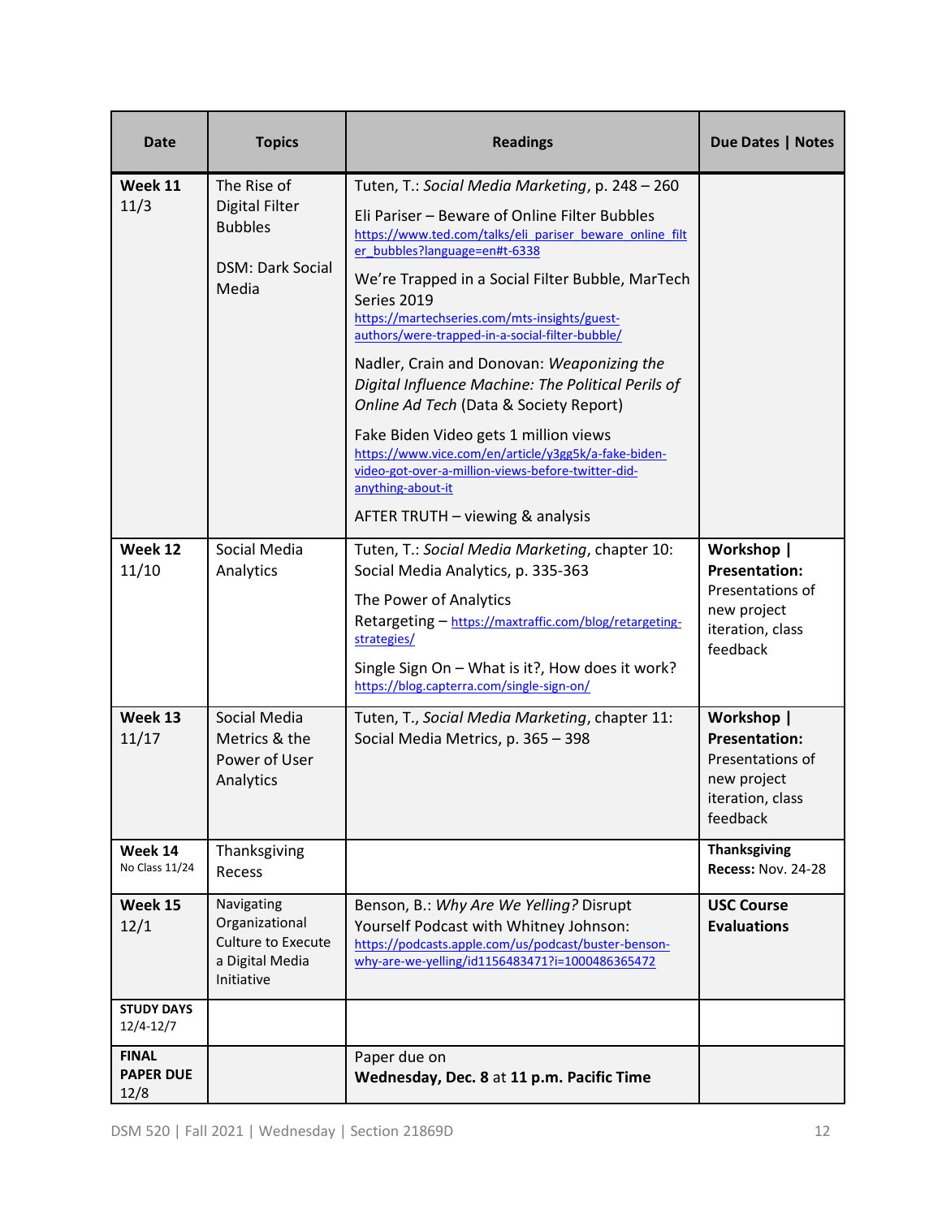| Date | Topics | Readings | Due Dates \| Notes |
|---|---|---|---|
| **Week 11** 11/3 | The Rise of Digital Filter Bubbles<br><br>DSM: Dark Social Media | Tuten, T.: *Social Media Marketing*, p. 248 – 260<br><br>Eli Pariser – Beware of Online Filter Bubbles https://www.ted.com/talks/eli_pariser_beware_online_filter_bubbles?language=en#t-6338<br><br>We're Trapped in a Social Filter Bubble, MarTech Series 2019 https://martechseries.com/mts-insights/guest-authors/were-trapped-in-a-social-filter-bubble/<br><br>Nadler, Crain and Donovan: *Weaponizing the Digital Influence Machine: The Political Perils of Online Ad Tech* (Data & Society Report)<br><br>Fake Biden Video gets 1 million views https://www.vice.com/en/article/y3gg5k/a-fake-biden-video-got-over-a-million-views-before-twitter-did-anything-about-it<br><br>AFTER TRUTH – viewing & analysis | |
| **Week 12** 11/10 | Social Media Analytics | Tuten, T.: *Social Media Marketing*, chapter 10: Social Media Analytics, p. 335-363<br><br>The Power of Analytics<br>Retargeting – https://maxtraffic.com/blog/retargeting-strategies/<br><br>Single Sign On – What is it?, How does it work? https://blog.capterra.com/single-sign-on/ | **Workshop \| Presentation:** Presentations of new project iteration, class feedback |
| **Week 13** 11/17 | Social Media Metrics & the Power of User Analytics | Tuten, T., *Social Media Marketing*, chapter 11: Social Media Metrics, p. 365 – 398 | **Workshop \| Presentation:** Presentations of new project iteration, class feedback |
| **Week 14** No Class 11/24 | Thanksgiving Recess | | **Thanksgiving Recess:** Nov. 24-28 |
| **Week 15** 12/1 | Navigating Organizational Culture to Execute a Digital Media Initiative | Benson, B.: *Why Are We Yelling?* Disrupt Yourself Podcast with Whitney Johnson: https://podcasts.apple.com/us/podcast/buster-benson-why-are-we-yelling/id1156483471?i=1000486365472 | **USC Course Evaluations** |
| **STUDY DAYS** 12/4-12/7 | | | |
| **FINAL PAPER DUE** 12/8 | | Paper due on **Wednesday, Dec. 8** at **11 p.m. Pacific Time** | |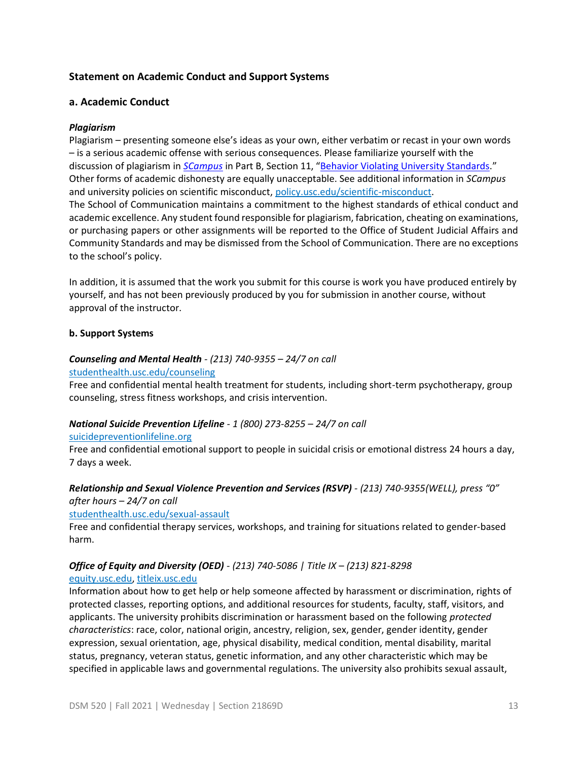### Statement on Academic Conduct and Support Systems

### a. Academic Conduct

***Plagiarism***

Plagiarism – presenting someone else's ideas as your own, either verbatim or recast in your own words – is a serious academic offense with serious consequences. Please familiarize yourself with the discussion of plagiarism in ***SCampus*** in Part B, Section 11, "Behavior Violating University Standards." Other forms of academic dishonesty are equally unacceptable. See additional information in *SCampus* and university policies on scientific misconduct, policy.usc.edu/scientific-misconduct.

The School of Communication maintains a commitment to the highest standards of ethical conduct and academic excellence. Any student found responsible for plagiarism, fabrication, cheating on examinations, or purchasing papers or other assignments will be reported to the Office of Student Judicial Affairs and Community Standards and may be dismissed from the School of Communication. There are no exceptions to the school's policy.

In addition, it is assumed that the work you submit for this course is work you have produced entirely by yourself, and has not been previously produced by you for submission in another course, without approval of the instructor.

### b. Support Systems

***Counseling and Mental Health*** *- (213) 740-9355 – 24/7 on call*
studenthealth.usc.edu/counseling
Free and confidential mental health treatment for students, including short-term psychotherapy, group counseling, stress fitness workshops, and crisis intervention.

***National Suicide Prevention Lifeline*** *- 1 (800) 273-8255 – 24/7 on call*
suicidepreventionlifeline.org
Free and confidential emotional support to people in suicidal crisis or emotional distress 24 hours a day, 7 days a week.

***Relationship and Sexual Violence Prevention and Services (RSVP)*** *- (213) 740-9355(WELL), press "0" after hours – 24/7 on call*
studenthealth.usc.edu/sexual-assault
Free and confidential therapy services, workshops, and training for situations related to gender-based harm.

***Office of Equity and Diversity (OED)*** *- (213) 740-5086 | Title IX – (213) 821-8298*
equity.usc.edu, titleix.usc.edu
Information about how to get help or help someone affected by harassment or discrimination, rights of protected classes, reporting options, and additional resources for students, faculty, staff, visitors, and applicants. The university prohibits discrimination or harassment based on the following *protected characteristics*: race, color, national origin, ancestry, religion, sex, gender, gender identity, gender expression, sexual orientation, age, physical disability, medical condition, mental disability, marital status, pregnancy, veteran status, genetic information, and any other characteristic which may be specified in applicable laws and governmental regulations. The university also prohibits sexual assault,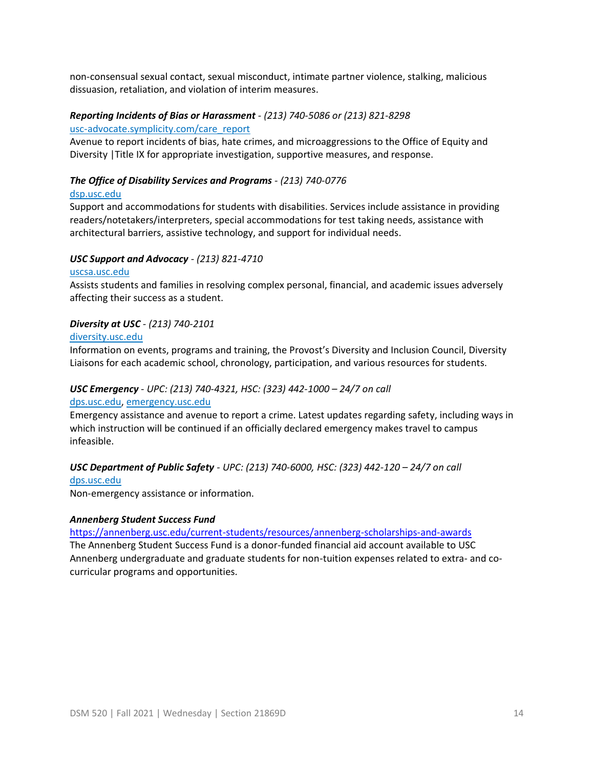non-consensual sexual contact, sexual misconduct, intimate partner violence, stalking, malicious dissuasion, retaliation, and violation of interim measures.

***Reporting Incidents of Bias or Harassment*** *- (213) 740-5086 or (213) 821-8298*
[usc-advocate.symplicity.com/care_report](usc-advocate.symplicity.com/care_report)
Avenue to report incidents of bias, hate crimes, and microaggressions to the Office of Equity and Diversity |Title IX for appropriate investigation, supportive measures, and response.

***The Office of Disability Services and Programs*** *- (213) 740-0776*
[dsp.usc.edu](dsp.usc.edu)
Support and accommodations for students with disabilities. Services include assistance in providing readers/notetakers/interpreters, special accommodations for test taking needs, assistance with architectural barriers, assistive technology, and support for individual needs.

***USC Support and Advocacy*** *- (213) 821-4710*
[uscsa.usc.edu](uscsa.usc.edu)
Assists students and families in resolving complex personal, financial, and academic issues adversely affecting their success as a student.

***Diversity at USC*** *- (213) 740-2101*
[diversity.usc.edu](diversity.usc.edu)
Information on events, programs and training, the Provost's Diversity and Inclusion Council, Diversity Liaisons for each academic school, chronology, participation, and various resources for students.

***USC Emergency*** *- UPC: (213) 740-4321, HSC: (323) 442-1000 – 24/7 on call*
[dps.usc.edu](dps.usc.edu), [emergency.usc.edu](emergency.usc.edu)
Emergency assistance and avenue to report a crime. Latest updates regarding safety, including ways in which instruction will be continued if an officially declared emergency makes travel to campus infeasible.

***USC Department of Public Safety*** *- UPC: (213) 740-6000, HSC: (323) 442-120 – 24/7 on call*
[dps.usc.edu](dps.usc.edu)
Non-emergency assistance or information.

***Annenberg Student Success Fund***
[https://annenberg.usc.edu/current-students/resources/annenberg-scholarships-and-awards](https://annenberg.usc.edu/current-students/resources/annenberg-scholarships-and-awards)
The Annenberg Student Success Fund is a donor-funded financial aid account available to USC Annenberg undergraduate and graduate students for non-tuition expenses related to extra- and co-curricular programs and opportunities.